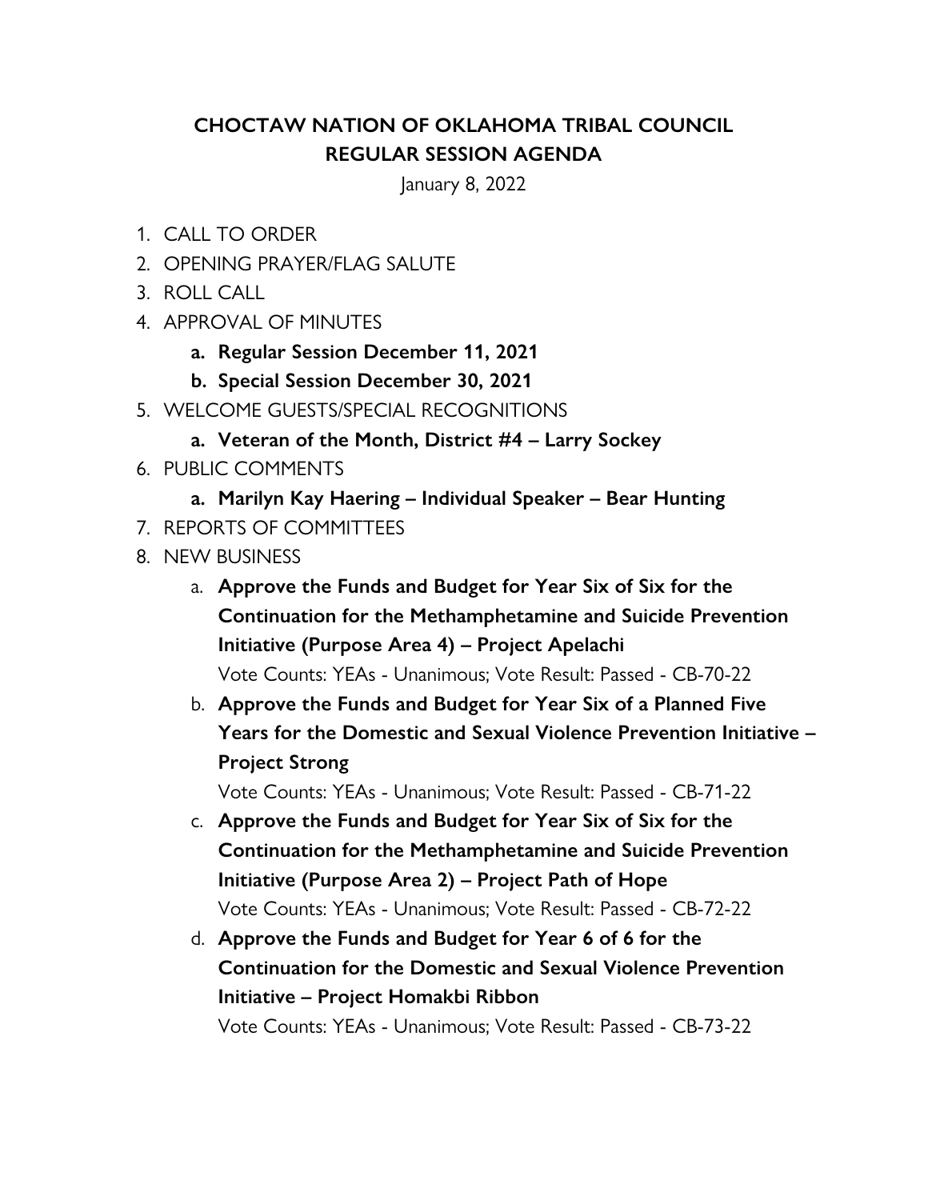# CHOCTAW NATION OF OKLAHOMA TRIBAL COUNCIL
## REGULAR SESSION AGENDA

January 8, 2022

1. CALL TO ORDER
2. OPENING PRAYER/FLAG SALUTE
3. ROLL CALL
4. APPROVAL OF MINUTES
   - **a. Regular Session December 11, 2021**
   - **b. Special Session December 30, 2021**
5. WELCOME GUESTS/SPECIAL RECOGNITIONS
   - **a. Veteran of the Month, District #4 – Larry Sockey**
6. PUBLIC COMMENTS
   - **a. Marilyn Kay Haering – Individual Speaker – Bear Hunting**
7. REPORTS OF COMMITTEES
8. NEW BUSINESS
   - a. **Approve the Funds and Budget for Year Six of Six for the Continuation for the Methamphetamine and Suicide Prevention Initiative (Purpose Area 4) – Project Apelachi**
     Vote Counts: YEAs - Unanimous; Vote Result: Passed - CB-70-22
   - b. **Approve the Funds and Budget for Year Six of a Planned Five Years for the Domestic and Sexual Violence Prevention Initiative – Project Strong**
     Vote Counts: YEAs - Unanimous; Vote Result: Passed - CB-71-22
   - c. **Approve the Funds and Budget for Year Six of Six for the Continuation for the Methamphetamine and Suicide Prevention Initiative (Purpose Area 2) – Project Path of Hope**
     Vote Counts: YEAs - Unanimous; Vote Result: Passed - CB-72-22
   - d. **Approve the Funds and Budget for Year 6 of 6 for the Continuation for the Domestic and Sexual Violence Prevention Initiative – Project Homakbi Ribbon**
     Vote Counts: YEAs - Unanimous; Vote Result: Passed - CB-73-22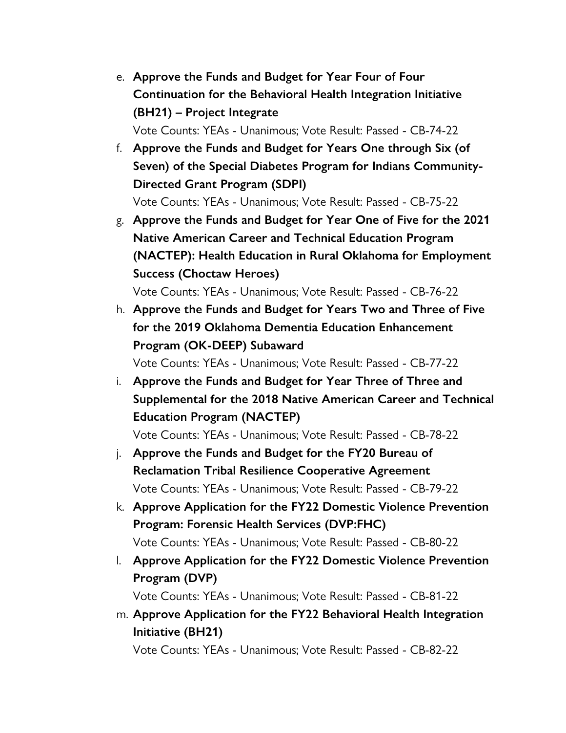e. **Approve the Funds and Budget for Year Four of Four Continuation for the Behavioral Health Integration Initiative (BH21) – Project Integrate**
   Vote Counts: YEAs - Unanimous; Vote Result: Passed - CB-74-22
f. **Approve the Funds and Budget for Years One through Six (of Seven) of the Special Diabetes Program for Indians Community-Directed Grant Program (SDPI)**
   Vote Counts: YEAs - Unanimous; Vote Result: Passed - CB-75-22
g. **Approve the Funds and Budget for Year One of Five for the 2021 Native American Career and Technical Education Program (NACTEP): Health Education in Rural Oklahoma for Employment Success (Choctaw Heroes)**
   Vote Counts: YEAs - Unanimous; Vote Result: Passed - CB-76-22
h. **Approve the Funds and Budget for Years Two and Three of Five for the 2019 Oklahoma Dementia Education Enhancement Program (OK-DEEP) Subaward**
   Vote Counts: YEAs - Unanimous; Vote Result: Passed - CB-77-22
i. **Approve the Funds and Budget for Year Three of Three and Supplemental for the 2018 Native American Career and Technical Education Program (NACTEP)**
   Vote Counts: YEAs - Unanimous; Vote Result: Passed - CB-78-22
j. **Approve the Funds and Budget for the FY20 Bureau of Reclamation Tribal Resilience Cooperative Agreement**
   Vote Counts: YEAs - Unanimous; Vote Result: Passed - CB-79-22
k. **Approve Application for the FY22 Domestic Violence Prevention Program: Forensic Health Services (DVP:FHC)**
   Vote Counts: YEAs - Unanimous; Vote Result: Passed - CB-80-22
l. **Approve Application for the FY22 Domestic Violence Prevention Program (DVP)**
   Vote Counts: YEAs - Unanimous; Vote Result: Passed - CB-81-22
m. **Approve Application for the FY22 Behavioral Health Integration Initiative (BH21)**
   Vote Counts: YEAs - Unanimous; Vote Result: Passed - CB-82-22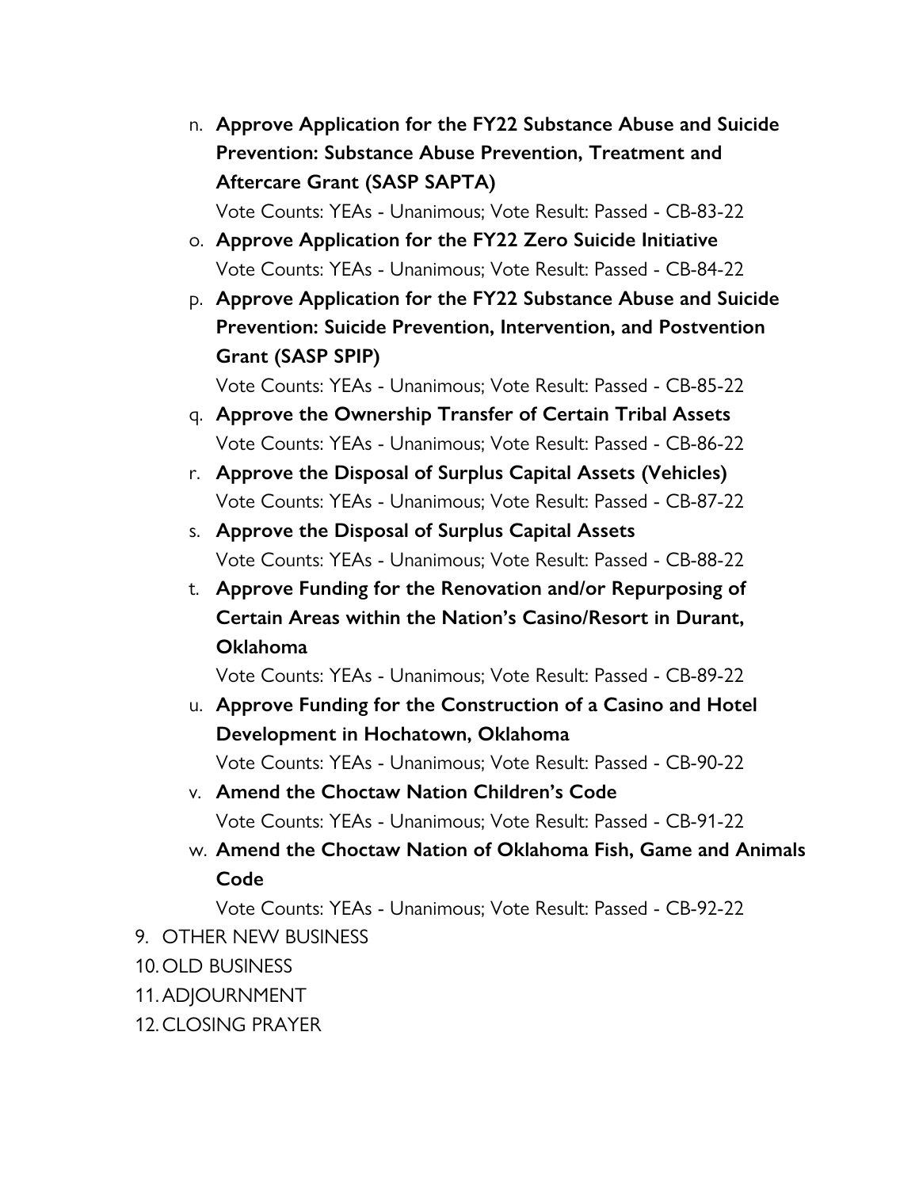n. **Approve Application for the FY22 Substance Abuse and Suicide Prevention: Substance Abuse Prevention, Treatment and Aftercare Grant (SASP SAPTA)**
   Vote Counts: YEAs - Unanimous; Vote Result: Passed - CB-83-22

o. **Approve Application for the FY22 Zero Suicide Initiative**
   Vote Counts: YEAs - Unanimous; Vote Result: Passed - CB-84-22

p. **Approve Application for the FY22 Substance Abuse and Suicide Prevention: Suicide Prevention, Intervention, and Postvention Grant (SASP SPIP)**
   Vote Counts: YEAs - Unanimous; Vote Result: Passed - CB-85-22

q. **Approve the Ownership Transfer of Certain Tribal Assets**
   Vote Counts: YEAs - Unanimous; Vote Result: Passed - CB-86-22

r. **Approve the Disposal of Surplus Capital Assets (Vehicles)**
   Vote Counts: YEAs - Unanimous; Vote Result: Passed - CB-87-22

s. **Approve the Disposal of Surplus Capital Assets**
   Vote Counts: YEAs - Unanimous; Vote Result: Passed - CB-88-22

t. **Approve Funding for the Renovation and/or Repurposing of Certain Areas within the Nation's Casino/Resort in Durant, Oklahoma**
   Vote Counts: YEAs - Unanimous; Vote Result: Passed - CB-89-22

u. **Approve Funding for the Construction of a Casino and Hotel Development in Hochatown, Oklahoma**
   Vote Counts: YEAs - Unanimous; Vote Result: Passed - CB-90-22

v. **Amend the Choctaw Nation Children's Code**
   Vote Counts: YEAs - Unanimous; Vote Result: Passed - CB-91-22

w. **Amend the Choctaw Nation of Oklahoma Fish, Game and Animals Code**
   Vote Counts: YEAs - Unanimous; Vote Result: Passed - CB-92-22

9. OTHER NEW BUSINESS
10. OLD BUSINESS
11. ADJOURNMENT
12. CLOSING PRAYER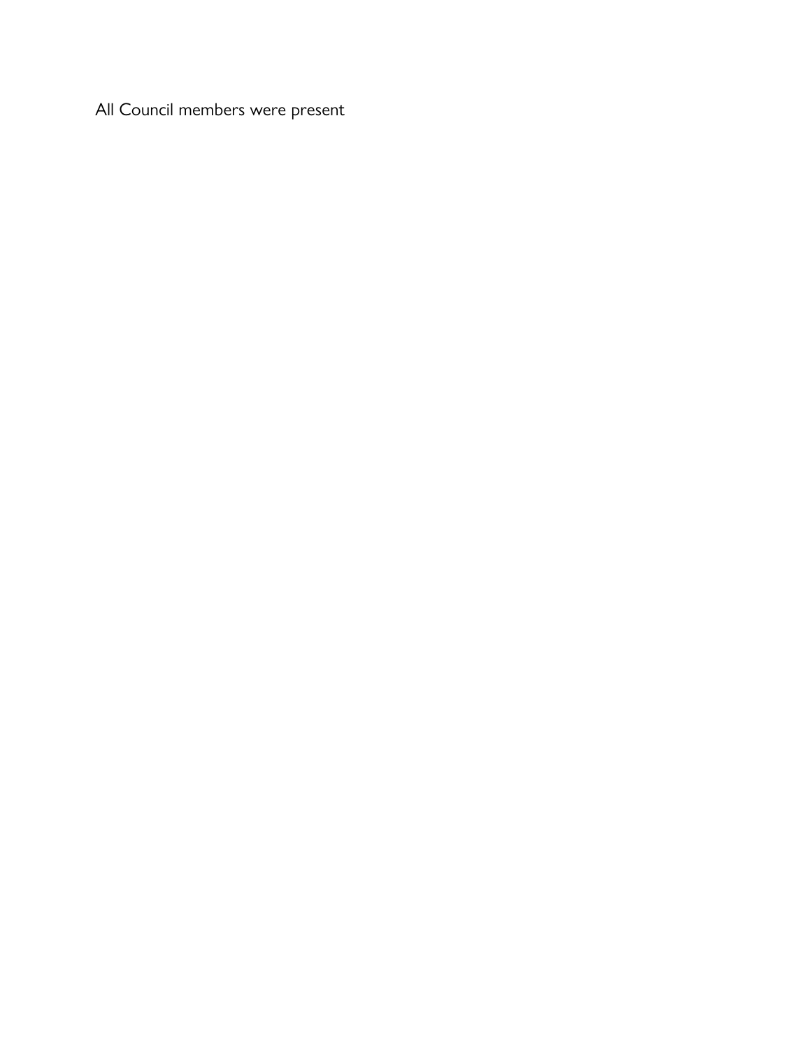All Council members were present